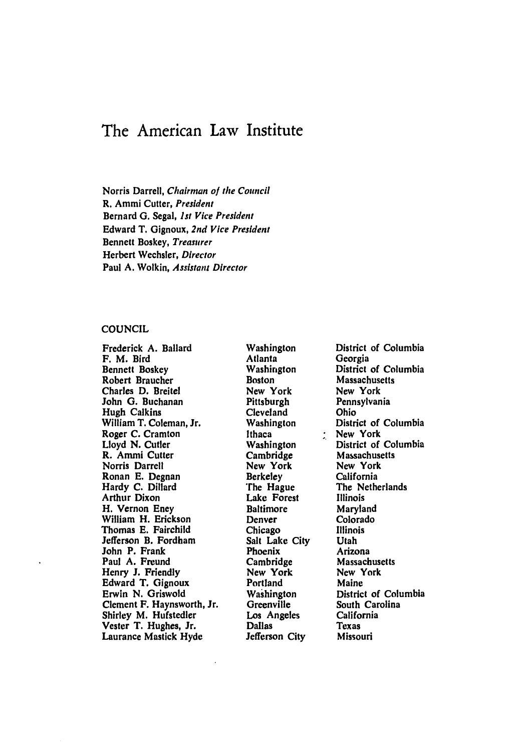# The American Law Institute

Norris Darrell, *Chairman of the Council*
R. Ammi Cutter, *President*
Bernard G. Segal, *1st Vice President*
Edward T. Gignoux, *2nd Vice President*
Bennett Boskey, *Treasurer*
Herbert Wechsler, *Director*
Paul A. Wolkin, *Assistant Director*

## COUNCIL

| | | |
|---|---|---|
| Frederick A. Ballard | Washington | District of Columbia |
| F. M. Bird | Atlanta | Georgia |
| Bennett Boskey | Washington | District of Columbia |
| Robert Braucher | Boston | Massachusetts |
| Charles D. Breitel | New York | New York |
| John G. Buchanan | Pittsburgh | Pennsylvania |
| Hugh Calkins | Cleveland | Ohio |
| William T. Coleman, Jr. | Washington | District of Columbia |
| Roger C. Cramton | Ithaca | New York |
| Lloyd N. Cutler | Washington | District of Columbia |
| R. Ammi Cutter | Cambridge | Massachusetts |
| Norris Darrell | New York | New York |
| Ronan E. Degnan | Berkeley | California |
| Hardy C. Dillard | The Hague | The Netherlands |
| Arthur Dixon | Lake Forest | Illinois |
| H. Vernon Eney | Baltimore | Maryland |
| William H. Erickson | Denver | Colorado |
| Thomas E. Fairchild | Chicago | Illinois |
| Jefferson B. Fordham | Salt Lake City | Utah |
| John P. Frank | Phoenix | Arizona |
| Paul A. Freund | Cambridge | Massachusetts |
| Henry J. Friendly | New York | New York |
| Edward T. Gignoux | Portland | Maine |
| Erwin N. Griswold | Washington | District of Columbia |
| Clement F. Haynsworth, Jr. | Greenville | South Carolina |
| Shirley M. Hufstedler | Los Angeles | California |
| Vester T. Hughes, Jr. | Dallas | Texas |
| Laurance Mastick Hyde | Jefferson City | Missouri |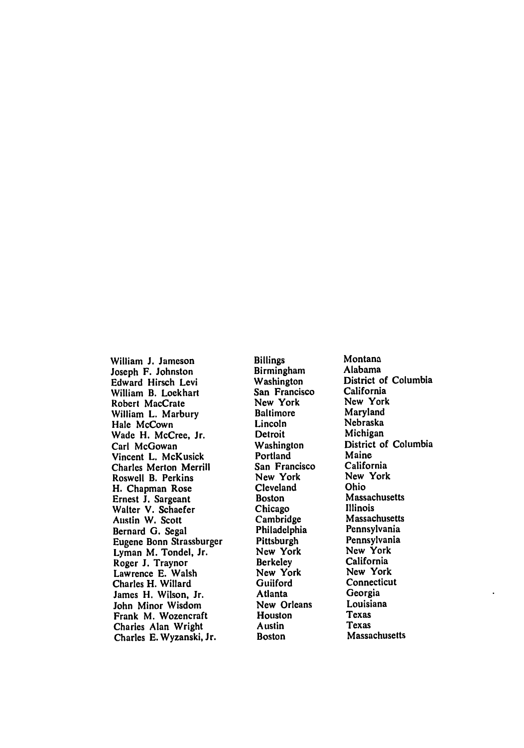| | | |
|---|---|---|
| William J. Jameson | Billings | Montana |
| Joseph F. Johnston | Birmingham | Alabama |
| Edward Hirsch Levi | Washington | District of Columbia |
| William B. Lockhart | San Francisco | California |
| Robert MacCrate | New York | New York |
| William L. Marbury | Baltimore | Maryland |
| Hale McCown | Lincoln | Nebraska |
| Wade H. McCree, Jr. | Detroit | Michigan |
| Carl McGowan | Washington | District of Columbia |
| Vincent L. McKusick | Portland | Maine |
| Charles Merton Merrill | San Francisco | California |
| Roswell B. Perkins | New York | New York |
| H. Chapman Rose | Cleveland | Ohio |
| Ernest J. Sargeant | Boston | Massachusetts |
| Walter V. Schaefer | Chicago | Illinois |
| Austin W. Scott | Cambridge | Massachusetts |
| Bernard G. Segal | Philadelphia | Pennsylvania |
| Eugene Bonn Strassburger | Pittsburgh | Pennsylvania |
| Lyman M. Tondel, Jr. | New York | New York |
| Roger J. Traynor | Berkeley | California |
| Lawrence E. Walsh | New York | New York |
| Charles H. Willard | Guilford | Connecticut |
| James H. Wilson, Jr. | Atlanta | Georgia |
| John Minor Wisdom | New Orleans | Louisiana |
| Frank M. Wozencraft | Houston | Texas |
| Charles Alan Wright | Austin | Texas |
| Charles E. Wyzanski, Jr. | Boston | Massachusetts |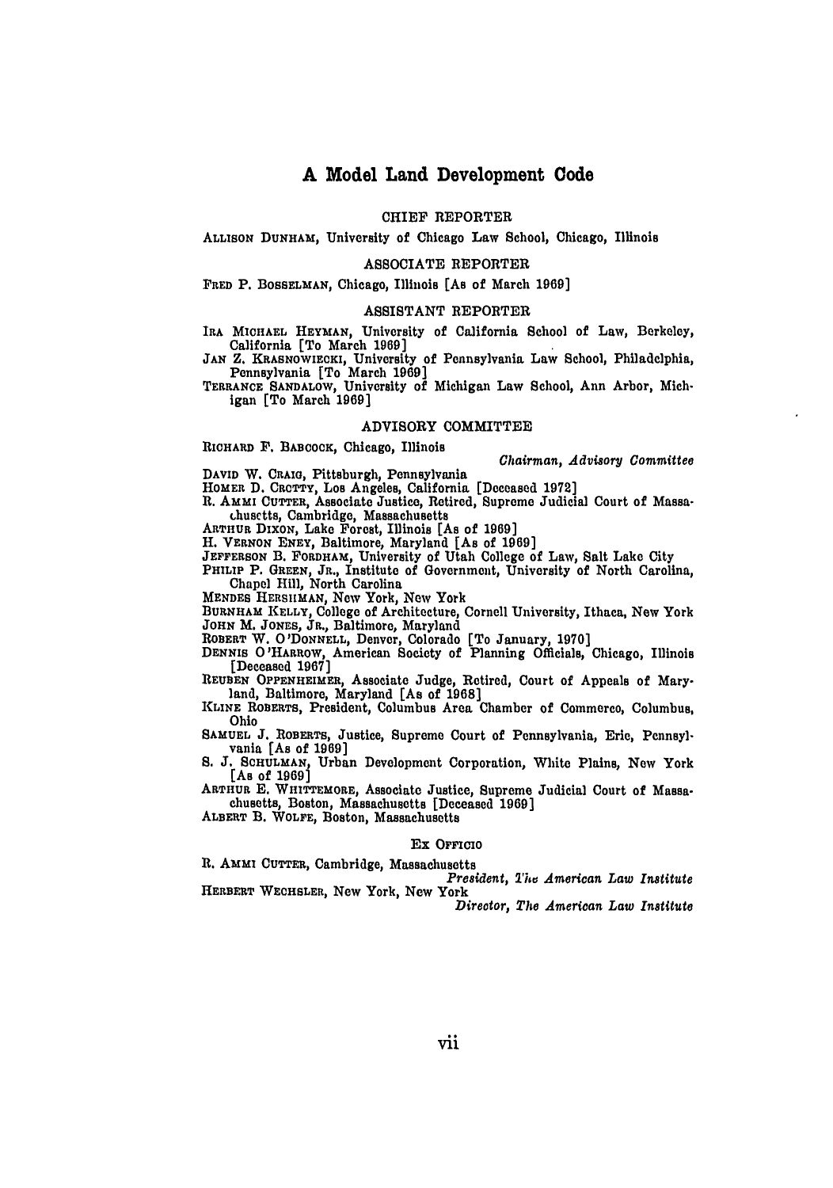# A Model Land Development Code

## CHIEF REPORTER

ALLISON DUNHAM, University of Chicago Law School, Chicago, Illinois

## ASSOCIATE REPORTER

FRED P. BOSSELMAN, Chicago, Illinois [As of March 1969]

## ASSISTANT REPORTER

IRA MICHAEL HEYMAN, University of California School of Law, Berkeley, California [To March 1969]

JAN Z. KRASNOWIECKI, University of Pennsylvania Law School, Philadelphia, Pennsylvania [To March 1969]

TERRANCE SANDALOW, University of Michigan Law School, Ann Arbor, Michigan [To March 1969]

## ADVISORY COMMITTEE

RICHARD F. BABCOCK, Chicago, Illinois
*Chairman, Advisory Committee*

DAVID W. CRAIG, Pittsburgh, Pennsylvania

HOMER D. CROTTY, Los Angeles, California [Deceased 1972]

R. AMMI CUTTER, Associate Justice, Retired, Supreme Judicial Court of Massachusetts, Cambridge, Massachusetts

ARTHUR DIXON, Lake Forest, Illinois [As of 1969]

H. VERNON ENEY, Baltimore, Maryland [As of 1969]

JEFFERSON B. FORDHAM, University of Utah College of Law, Salt Lake City

PHILIP P. GREEN, JR., Institute of Government, University of North Carolina, Chapel Hill, North Carolina

MENDES HERSHMAN, New York, New York

BURNHAM KELLY, College of Architecture, Cornell University, Ithaca, New York

JOHN M. JONES, JR., Baltimore, Maryland

ROBERT W. O'DONNELL, Denver, Colorado [To January, 1970]

DENNIS O'HARROW, American Society of Planning Officials, Chicago, Illinois [Deceased 1967]

REUBEN OPPENHEIMER, Associate Judge, Retired, Court of Appeals of Maryland, Baltimore, Maryland [As of 1968]

KLINE ROBERTS, President, Columbus Area Chamber of Commerce, Columbus, Ohio

SAMUEL J. ROBERTS, Justice, Supreme Court of Pennsylvania, Erie, Pennsylvania [As of 1969]

S. J. SCHULMAN, Urban Development Corporation, White Plains, New York [As of 1969]

ARTHUR E. WHITTEMORE, Associate Justice, Supreme Judicial Court of Massachusetts, Boston, Massachusetts [Deceased 1969]

ALBERT B. WOLFE, Boston, Massachusetts

## EX OFFICIO

R. AMMI CUTTER, Cambridge, Massachusetts
*President, The American Law Institute*

HERBERT WECHSLER, New York, New York
*Director, The American Law Institute*